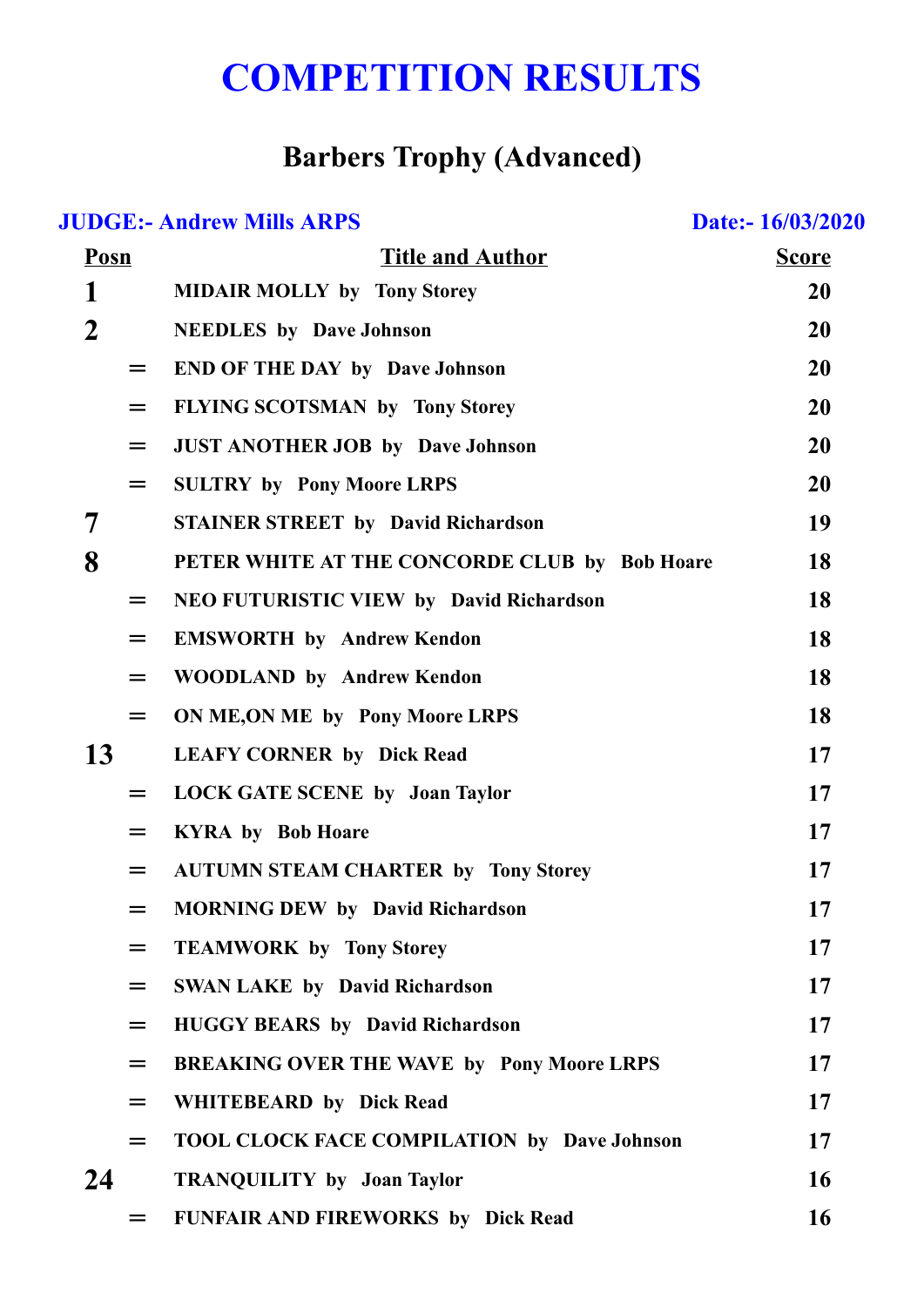# COMPETITION RESULTS

## Barbers Trophy (Advanced)

**JUDGE:- Andrew Mills ARPS** **Date:- 16/03/2020**

| Posn | Title and Author | Score |
|---|---|---|
| 1 | MIDAIR MOLLY by Tony Storey | 20 |
| 2 | NEEDLES by Dave Johnson | 20 |
| = | END OF THE DAY by Dave Johnson | 20 |
| = | FLYING SCOTSMAN by Tony Storey | 20 |
| = | JUST ANOTHER JOB by Dave Johnson | 20 |
| = | SULTRY by Pony Moore LRPS | 20 |
| 7 | STAINER STREET by David Richardson | 19 |
| 8 | PETER WHITE AT THE CONCORDE CLUB by Bob Hoare | 18 |
| = | NEO FUTURISTIC VIEW by David Richardson | 18 |
| = | EMSWORTH by Andrew Kendon | 18 |
| = | WOODLAND by Andrew Kendon | 18 |
| = | ON ME,ON ME by Pony Moore LRPS | 18 |
| 13 | LEAFY CORNER by Dick Read | 17 |
| = | LOCK GATE SCENE by Joan Taylor | 17 |
| = | KYRA by Bob Hoare | 17 |
| = | AUTUMN STEAM CHARTER by Tony Storey | 17 |
| = | MORNING DEW by David Richardson | 17 |
| = | TEAMWORK by Tony Storey | 17 |
| = | SWAN LAKE by David Richardson | 17 |
| = | HUGGY BEARS by David Richardson | 17 |
| = | BREAKING OVER THE WAVE by Pony Moore LRPS | 17 |
| = | WHITEBEARD by Dick Read | 17 |
| = | TOOL CLOCK FACE COMPILATION by Dave Johnson | 17 |
| 24 | TRANQUILITY by Joan Taylor | 16 |
| = | FUNFAIR AND FIREWORKS by Dick Read | 16 |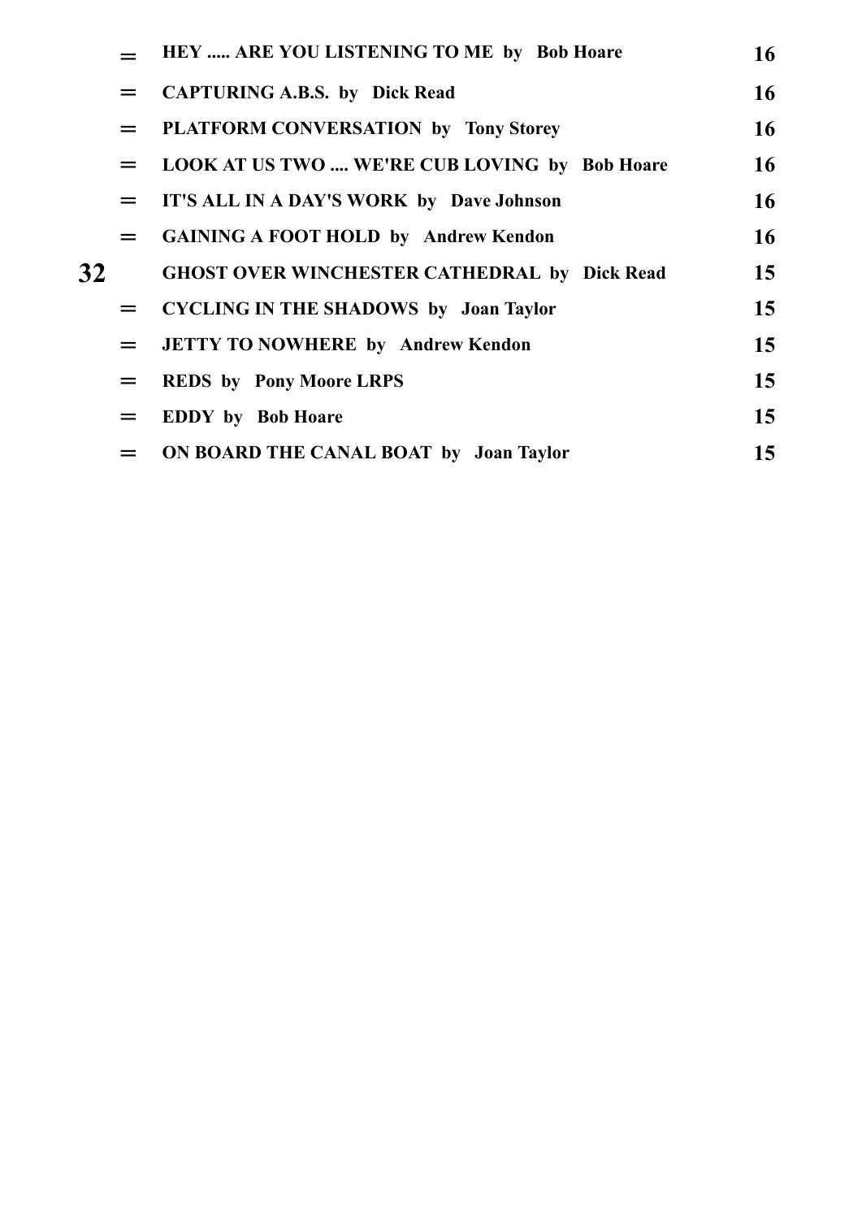| | | |
|---|---|---|
| = | **HEY ..... ARE YOU LISTENING TO ME by Bob Hoare** | **16** |
| = | **CAPTURING A.B.S. by Dick Read** | **16** |
| = | **PLATFORM CONVERSATION by Tony Storey** | **16** |
| = | **LOOK AT US TWO .... WE'RE CUB LOVING by Bob Hoare** | **16** |
| = | **IT'S ALL IN A DAY'S WORK by Dave Johnson** | **16** |
| = | **GAINING A FOOT HOLD by Andrew Kendon** | **16** |
| **32** | **GHOST OVER WINCHESTER CATHEDRAL by Dick Read** | **15** |
| = | **CYCLING IN THE SHADOWS by Joan Taylor** | **15** |
| = | **JETTY TO NOWHERE by Andrew Kendon** | **15** |
| = | **REDS by Pony Moore LRPS** | **15** |
| = | **EDDY by Bob Hoare** | **15** |
| = | **ON BOARD THE CANAL BOAT by Joan Taylor** | **15** |